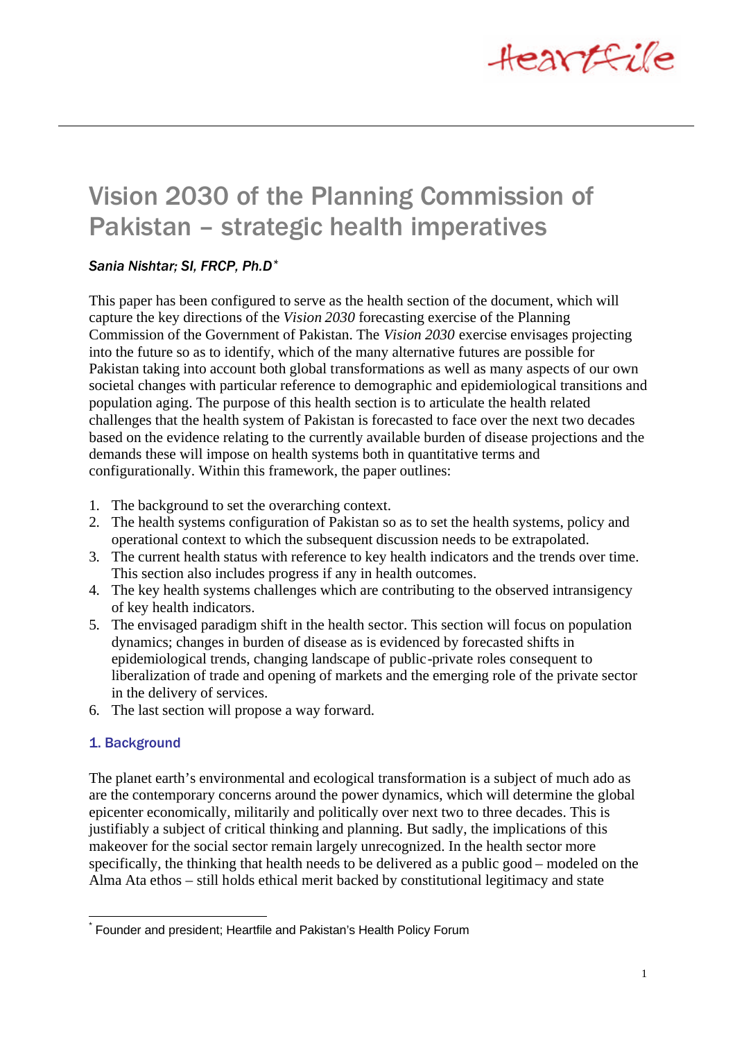# Vision 2030 of the Planning Commission of Pakistan – strategic health imperatives

*Sania Nishtar; SI, FRCP, Ph.D*[*]

This paper has been configured to serve as the health section of the document, which will capture the key directions of the *Vision 2030* forecasting exercise of the Planning Commission of the Government of Pakistan. The *Vision 2030* exercise envisages projecting into the future so as to identify, which of the many alternative futures are possible for Pakistan taking into account both global transformations as well as many aspects of our own societal changes with particular reference to demographic and epidemiological transitions and population aging. The purpose of this health section is to articulate the health related challenges that the health system of Pakistan is forecasted to face over the next two decades based on the evidence relating to the currently available burden of disease projections and the demands these will impose on health systems both in quantitative terms and configurationally. Within this framework, the paper outlines:

1. The background to set the overarching context.
2. The health systems configuration of Pakistan so as to set the health systems, policy and operational context to which the subsequent discussion needs to be extrapolated.
3. The current health status with reference to key health indicators and the trends over time. This section also includes progress if any in health outcomes.
4. The key health systems challenges which are contributing to the observed intransigency of key health indicators.
5. The envisaged paradigm shift in the health sector. This section will focus on population dynamics; changes in burden of disease as is evidenced by forecasted shifts in epidemiological trends, changing landscape of public-private roles consequent to liberalization of trade and opening of markets and the emerging role of the private sector in the delivery of services.
6. The last section will propose a way forward.

## 1. Background

The planet earth's environmental and ecological transformation is a subject of much ado as are the contemporary concerns around the power dynamics, which will determine the global epicenter economically, militarily and politically over next two to three decades. This is justifiably a subject of critical thinking and planning. But sadly, the implications of this makeover for the social sector remain largely unrecognized. In the health sector more specifically, the thinking that health needs to be delivered as a public good – modeled on the Alma Ata ethos – still holds ethical merit backed by constitutional legitimacy and state

---

[*] Founder and president; Heartfile and Pakistan's Health Policy Forum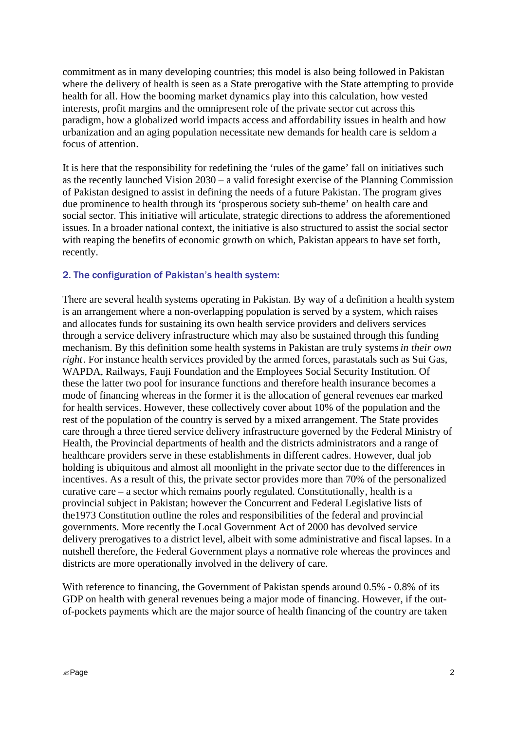commitment as in many developing countries; this model is also being followed in Pakistan where the delivery of health is seen as a State prerogative with the State attempting to provide health for all. How the booming market dynamics play into this calculation, how vested interests, profit margins and the omnipresent role of the private sector cut across this paradigm, how a globalized world impacts access and affordability issues in health and how urbanization and an aging population necessitate new demands for health care is seldom a focus of attention.

It is here that the responsibility for redefining the 'rules of the game' fall on initiatives such as the recently launched Vision 2030 – a valid foresight exercise of the Planning Commission of Pakistan designed to assist in defining the needs of a future Pakistan. The program gives due prominence to health through its 'prosperous society sub-theme' on health care and social sector. This initiative will articulate, strategic directions to address the aforementioned issues. In a broader national context, the initiative is also structured to assist the social sector with reaping the benefits of economic growth on which, Pakistan appears to have set forth, recently.

## 2. The configuration of Pakistan's health system:

There are several health systems operating in Pakistan. By way of a definition a health system is an arrangement where a non-overlapping population is served by a system, which raises and allocates funds for sustaining its own health service providers and delivers services through a service delivery infrastructure which may also be sustained through this funding mechanism. By this definition some health systems in Pakistan are truly systems *in their own right*. For instance health services provided by the armed forces, parastatals such as Sui Gas, WAPDA, Railways, Fauji Foundation and the Employees Social Security Institution. Of these the latter two pool for insurance functions and therefore health insurance becomes a mode of financing whereas in the former it is the allocation of general revenues ear marked for health services. However, these collectively cover about 10% of the population and the rest of the population of the country is served by a mixed arrangement. The State provides care through a three tiered service delivery infrastructure governed by the Federal Ministry of Health, the Provincial departments of health and the districts administrators and a range of healthcare providers serve in these establishments in different cadres. However, dual job holding is ubiquitous and almost all moonlight in the private sector due to the differences in incentives. As a result of this, the private sector provides more than 70% of the personalized curative care – a sector which remains poorly regulated. Constitutionally, health is a provincial subject in Pakistan; however the Concurrent and Federal Legislative lists of the1973 Constitution outline the roles and responsibilities of the federal and provincial governments. More recently the Local Government Act of 2000 has devolved service delivery prerogatives to a district level, albeit with some administrative and fiscal lapses. In a nutshell therefore, the Federal Government plays a normative role whereas the provinces and districts are more operationally involved in the delivery of care.

With reference to financing, the Government of Pakistan spends around 0.5% - 0.8% of its GDP on health with general revenues being a major mode of financing. However, if the out-of-pockets payments which are the major source of health financing of the country are taken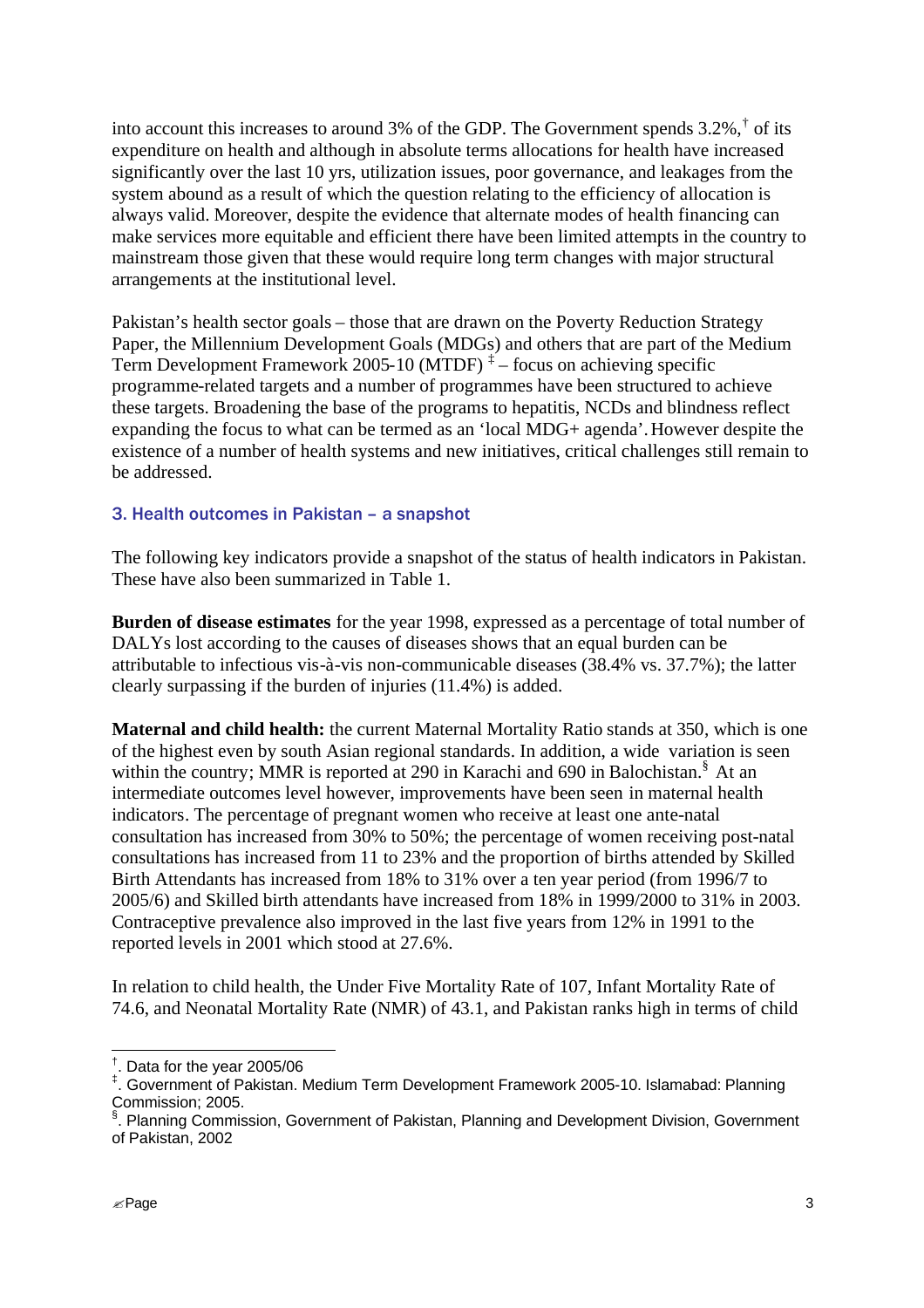into account this increases to around 3% of the GDP. The Government spends 3.2%,[†] of its expenditure on health and although in absolute terms allocations for health have increased significantly over the last 10 yrs, utilization issues, poor governance, and leakages from the system abound as a result of which the question relating to the efficiency of allocation is always valid. Moreover, despite the evidence that alternate modes of health financing can make services more equitable and efficient there have been limited attempts in the country to mainstream those given that these would require long term changes with major structural arrangements at the institutional level.

Pakistan's health sector goals – those that are drawn on the Poverty Reduction Strategy Paper, the Millennium Development Goals (MDGs) and others that are part of the Medium Term Development Framework 2005-10 (MTDF) [‡] – focus on achieving specific programme-related targets and a number of programmes have been structured to achieve these targets. Broadening the base of the programs to hepatitis, NCDs and blindness reflect expanding the focus to what can be termed as an 'local MDG+ agenda'. However despite the existence of a number of health systems and new initiatives, critical challenges still remain to be addressed.

### 3. Health outcomes in Pakistan – a snapshot

The following key indicators provide a snapshot of the status of health indicators in Pakistan. These have also been summarized in Table 1.

**Burden of disease estimates** for the year 1998, expressed as a percentage of total number of DALYs lost according to the causes of diseases shows that an equal burden can be attributable to infectious vis-à-vis non-communicable diseases (38.4% vs. 37.7%); the latter clearly surpassing if the burden of injuries (11.4%) is added.

**Maternal and child health:** the current Maternal Mortality Ratio stands at 350, which is one of the highest even by south Asian regional standards. In addition, a wide variation is seen within the country; MMR is reported at 290 in Karachi and 690 in Balochistan.[§] At an intermediate outcomes level however, improvements have been seen in maternal health indicators. The percentage of pregnant women who receive at least one ante-natal consultation has increased from 30% to 50%; the percentage of women receiving post-natal consultations has increased from 11 to 23% and the proportion of births attended by Skilled Birth Attendants has increased from 18% to 31% over a ten year period (from 1996/7 to 2005/6) and Skilled birth attendants have increased from 18% in 1999/2000 to 31% in 2003. Contraceptive prevalence also improved in the last five years from 12% in 1991 to the reported levels in 2001 which stood at 27.6%.

In relation to child health, the Under Five Mortality Rate of 107, Infant Mortality Rate of 74.6, and Neonatal Mortality Rate (NMR) of 43.1, and Pakistan ranks high in terms of child

---

[†]. Data for the year 2005/06

[‡]. Government of Pakistan. Medium Term Development Framework 2005-10. Islamabad: Planning Commission; 2005.

[§]. Planning Commission, Government of Pakistan, Planning and Development Division, Government of Pakistan, 2002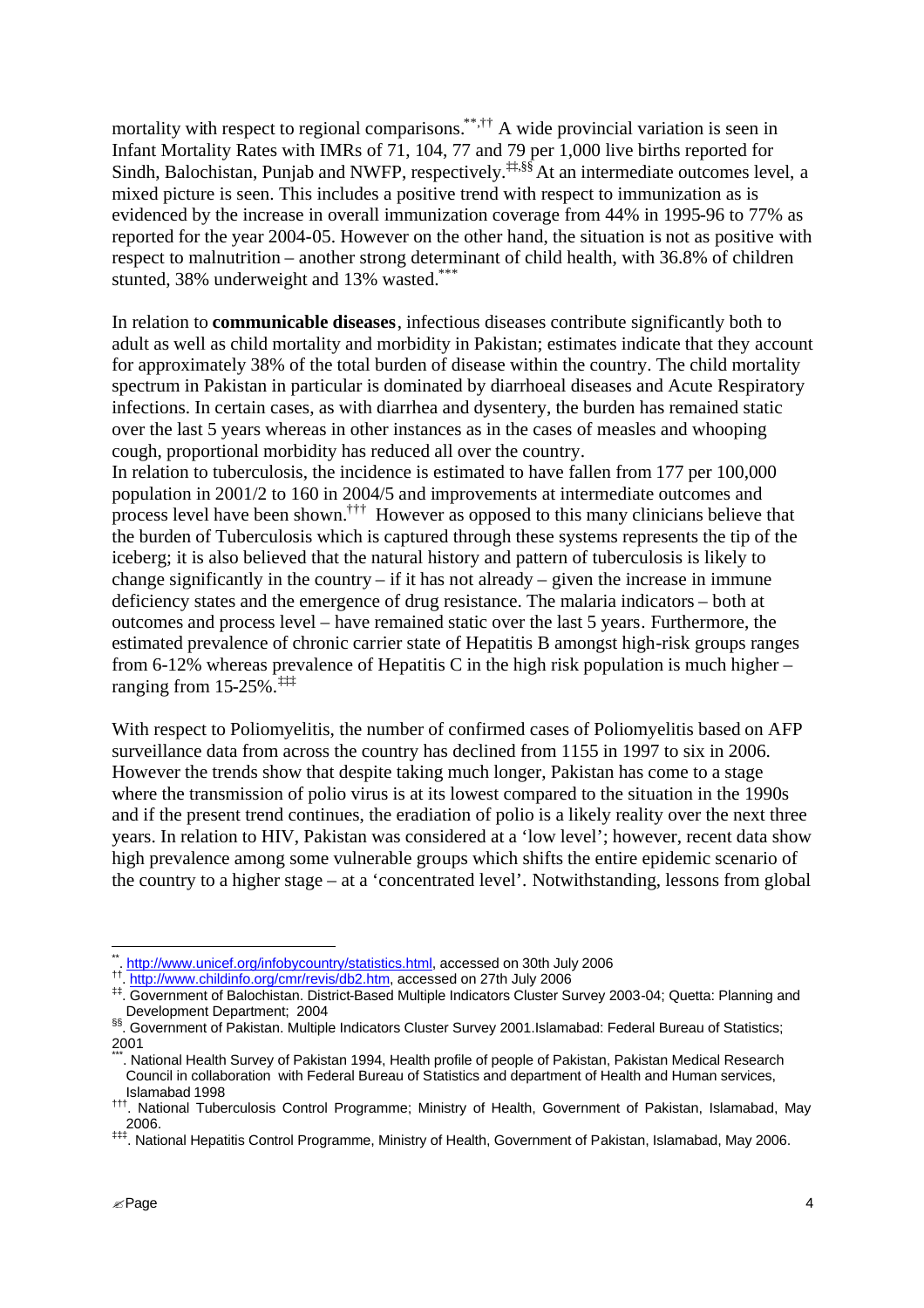mortality with respect to regional comparisons.[**,††] A wide provincial variation is seen in Infant Mortality Rates with IMRs of 71, 104, 77 and 79 per 1,000 live births reported for Sindh, Balochistan, Punjab and NWFP, respectively.[‡‡,§§] At an intermediate outcomes level, a mixed picture is seen. This includes a positive trend with respect to immunization as is evidenced by the increase in overall immunization coverage from 44% in 1995-96 to 77% as reported for the year 2004-05. However on the other hand, the situation is not as positive with respect to malnutrition – another strong determinant of child health, with 36.8% of children stunted, 38% underweight and 13% wasted.[***]

In relation to **communicable diseases**, infectious diseases contribute significantly both to adult as well as child mortality and morbidity in Pakistan; estimates indicate that they account for approximately 38% of the total burden of disease within the country. The child mortality spectrum in Pakistan in particular is dominated by diarrhoeal diseases and Acute Respiratory infections. In certain cases, as with diarrhea and dysentery, the burden has remained static over the last 5 years whereas in other instances as in the cases of measles and whooping cough, proportional morbidity has reduced all over the country.
In relation to tuberculosis, the incidence is estimated to have fallen from 177 per 100,000 population in 2001/2 to 160 in 2004/5 and improvements at intermediate outcomes and process level have been shown.[†††] However as opposed to this many clinicians believe that the burden of Tuberculosis which is captured through these systems represents the tip of the iceberg; it is also believed that the natural history and pattern of tuberculosis is likely to change significantly in the country – if it has not already – given the increase in immune deficiency states and the emergence of drug resistance. The malaria indicators – both at outcomes and process level – have remained static over the last 5 years. Furthermore, the estimated prevalence of chronic carrier state of Hepatitis B amongst high-risk groups ranges from 6-12% whereas prevalence of Hepatitis C in the high risk population is much higher – ranging from 15-25%.[‡‡‡]

With respect to Poliomyelitis, the number of confirmed cases of Poliomyelitis based on AFP surveillance data from across the country has declined from 1155 in 1997 to six in 2006. However the trends show that despite taking much longer, Pakistan has come to a stage where the transmission of polio virus is at its lowest compared to the situation in the 1990s and if the present trend continues, the eradiation of polio is a likely reality over the next three years. In relation to HIV, Pakistan was considered at a 'low level'; however, recent data show high prevalence among some vulnerable groups which shifts the entire epidemic scenario of the country to a higher stage – at a 'concentrated level'. Notwithstanding, lessons from global

---

[**]. http://www.unicef.org/infobycountry/statistics.html, accessed on 30th July 2006

[††]. http://www.childinfo.org/cmr/revis/db2.htm, accessed on 27th July 2006

[‡‡]. Government of Balochistan. District-Based Multiple Indicators Cluster Survey 2003-04; Quetta: Planning and Development Department; 2004

[§§]. Government of Pakistan. Multiple Indicators Cluster Survey 2001.Islamabad: Federal Bureau of Statistics; 2001

[***]. National Health Survey of Pakistan 1994, Health profile of people of Pakistan, Pakistan Medical Research Council in collaboration with Federal Bureau of Statistics and department of Health and Human services, Islamabad 1998

[†††]. National Tuberculosis Control Programme; Ministry of Health, Government of Pakistan, Islamabad, May 2006.

[‡‡‡]. National Hepatitis Control Programme, Ministry of Health, Government of Pakistan, Islamabad, May 2006.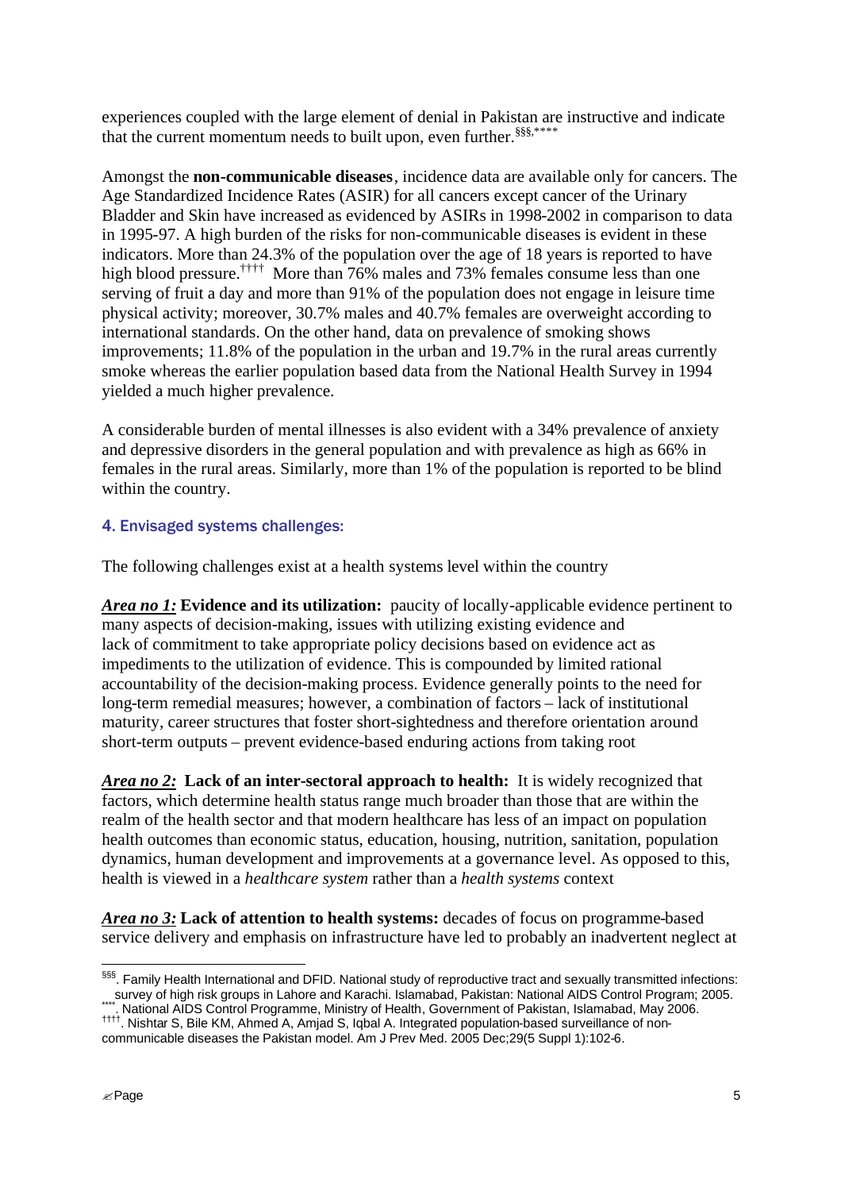experiences coupled with the large element of denial in Pakistan are instructive and indicate that the current momentum needs to built upon, even further.[§§,****]

Amongst the **non-communicable diseases**, incidence data are available only for cancers. The Age Standardized Incidence Rates (ASIR) for all cancers except cancer of the Urinary Bladder and Skin have increased as evidenced by ASIRs in 1998-2002 in comparison to data in 1995-97. A high burden of the risks for non-communicable diseases is evident in these indicators. More than 24.3% of the population over the age of 18 years is reported to have high blood pressure.[††††] More than 76% males and 73% females consume less than one serving of fruit a day and more than 91% of the population does not engage in leisure time physical activity; moreover, 30.7% males and 40.7% females are overweight according to international standards. On the other hand, data on prevalence of smoking shows improvements; 11.8% of the population in the urban and 19.7% in the rural areas currently smoke whereas the earlier population based data from the National Health Survey in 1994 yielded a much higher prevalence.

A considerable burden of mental illnesses is also evident with a 34% prevalence of anxiety and depressive disorders in the general population and with prevalence as high as 66% in females in the rural areas. Similarly, more than 1% of the population is reported to be blind within the country.

## 4. Envisaged systems challenges:

The following challenges exist at a health systems level within the country

***Area no 1:*** **Evidence and its utilization:** paucity of locally-applicable evidence pertinent to many aspects of decision-making, issues with utilizing existing evidence and lack of commitment to take appropriate policy decisions based on evidence act as impediments to the utilization of evidence. This is compounded by limited rational accountability of the decision-making process. Evidence generally points to the need for long-term remedial measures; however, a combination of factors – lack of institutional maturity, career structures that foster short-sightedness and therefore orientation around short-term outputs – prevent evidence-based enduring actions from taking root

***Area no 2:*** **Lack of an inter-sectoral approach to health:** It is widely recognized that factors, which determine health status range much broader than those that are within the realm of the health sector and that modern healthcare has less of an impact on population health outcomes than economic status, education, housing, nutrition, sanitation, population dynamics, human development and improvements at a governance level. As opposed to this, health is viewed in a *healthcare system* rather than a *health systems* context

***Area no 3:*** **Lack of attention to health systems:** decades of focus on programme-based service delivery and emphasis on infrastructure have led to probably an inadvertent neglect at

---

[§§§]. Family Health International and DFID. National study of reproductive tract and sexually transmitted infections: survey of high risk groups in Lahore and Karachi. Islamabad, Pakistan: National AIDS Control Program; 2005.

[****]. National AIDS Control Programme, Ministry of Health, Government of Pakistan, Islamabad, May 2006.

[††††]. Nishtar S, Bile KM, Ahmed A, Amjad S, Iqbal A. Integrated population-based surveillance of non-communicable diseases the Pakistan model. Am J Prev Med. 2005 Dec;29(5 Suppl 1):102-6.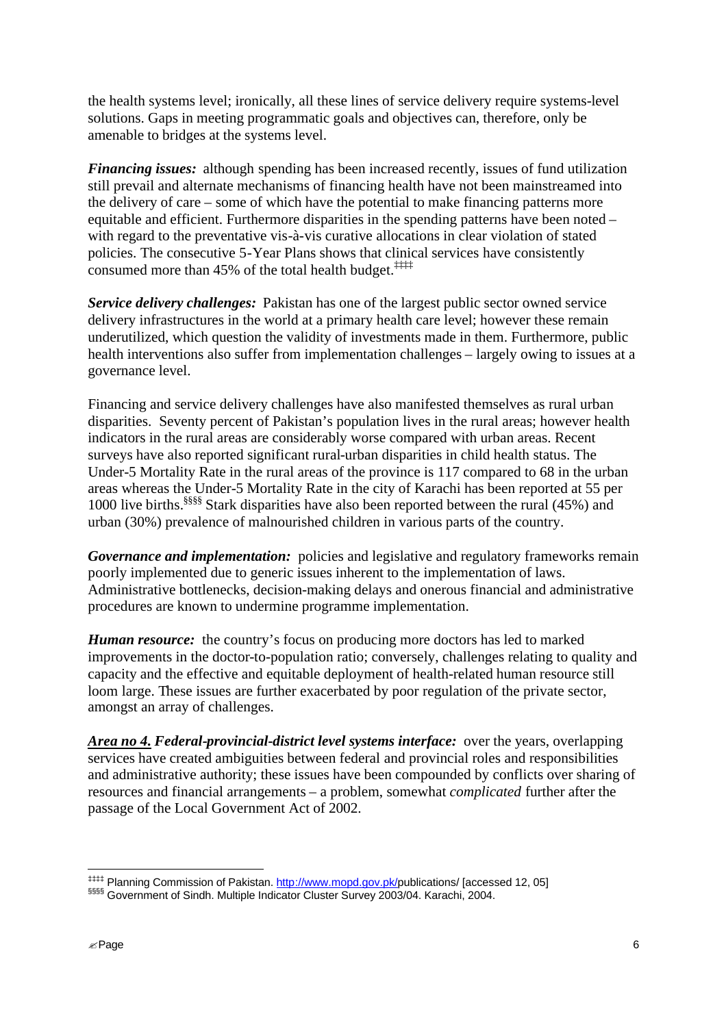the health systems level; ironically, all these lines of service delivery require systems-level solutions. Gaps in meeting programmatic goals and objectives can, therefore, only be amenable to bridges at the systems level.

***Financing issues:*** although spending has been increased recently, issues of fund utilization still prevail and alternate mechanisms of financing health have not been mainstreamed into the delivery of care – some of which have the potential to make financing patterns more equitable and efficient. Furthermore disparities in the spending patterns have been noted – with regard to the preventative vis-à-vis curative allocations in clear violation of stated policies. The consecutive 5-Year Plans shows that clinical services have consistently consumed more than 45% of the total health budget.[‡‡‡‡]

***Service delivery challenges:*** Pakistan has one of the largest public sector owned service delivery infrastructures in the world at a primary health care level; however these remain underutilized, which question the validity of investments made in them. Furthermore, public health interventions also suffer from implementation challenges – largely owing to issues at a governance level.

Financing and service delivery challenges have also manifested themselves as rural urban disparities. Seventy percent of Pakistan's population lives in the rural areas; however health indicators in the rural areas are considerably worse compared with urban areas. Recent surveys have also reported significant rural-urban disparities in child health status. The Under-5 Mortality Rate in the rural areas of the province is 117 compared to 68 in the urban areas whereas the Under-5 Mortality Rate in the city of Karachi has been reported at 55 per 1000 live births.[§§§§] Stark disparities have also been reported between the rural (45%) and urban (30%) prevalence of malnourished children in various parts of the country.

***Governance and implementation:*** policies and legislative and regulatory frameworks remain poorly implemented due to generic issues inherent to the implementation of laws. Administrative bottlenecks, decision-making delays and onerous financial and administrative procedures are known to undermine programme implementation.

***Human resource:*** the country's focus on producing more doctors has led to marked improvements in the doctor-to-population ratio; conversely, challenges relating to quality and capacity and the effective and equitable deployment of health-related human resource still loom large. These issues are further exacerbated by poor regulation of the private sector, amongst an array of challenges.

***<u>Area no 4.</u> Federal-provincial-district level systems interface:*** over the years, overlapping services have created ambiguities between federal and provincial roles and responsibilities and administrative authority; these issues have been compounded by conflicts over sharing of resources and financial arrangements – a problem, somewhat *complicated* further after the passage of the Local Government Act of 2002.

---

[‡‡‡‡] Planning Commission of Pakistan. http://www.mopd.gov.pk/publications/ [accessed 12, 05]

[§§§§] Government of Sindh. Multiple Indicator Cluster Survey 2003/04. Karachi, 2004.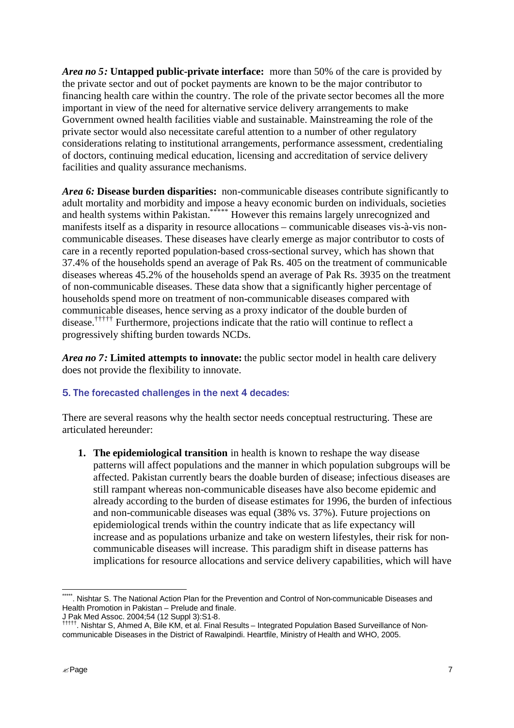***Area no 5:*** **Untapped public-private interface:** more than 50% of the care is provided by the private sector and out of pocket payments are known to be the major contributor to financing health care within the country. The role of the private sector becomes all the more important in view of the need for alternative service delivery arrangements to make Government owned health facilities viable and sustainable. Mainstreaming the role of the private sector would also necessitate careful attention to a number of other regulatory considerations relating to institutional arrangements, performance assessment, credentialing of doctors, continuing medical education, licensing and accreditation of service delivery facilities and quality assurance mechanisms.

***Area 6:*** **Disease burden disparities:** non-communicable diseases contribute significantly to adult mortality and morbidity and impose a heavy economic burden on individuals, societies and health systems within Pakistan.[*****] However this remains largely unrecognized and manifests itself as a disparity in resource allocations – communicable diseases vis-à-vis non-communicable diseases. These diseases have clearly emerge as major contributor to costs of care in a recently reported population-based cross-sectional survey, which has shown that 37.4% of the households spend an average of Pak Rs. 405 on the treatment of communicable diseases whereas 45.2% of the households spend an average of Pak Rs. 3935 on the treatment of non-communicable diseases. These data show that a significantly higher percentage of households spend more on treatment of non-communicable diseases compared with communicable diseases, hence serving as a proxy indicator of the double burden of disease.[†††††] Furthermore, projections indicate that the ratio will continue to reflect a progressively shifting burden towards NCDs.

***Area no 7:*** **Limited attempts to innovate:** the public sector model in health care delivery does not provide the flexibility to innovate.

## 5. The forecasted challenges in the next 4 decades:

There are several reasons why the health sector needs conceptual restructuring. These are articulated hereunder:

1. **The epidemiological transition** in health is known to reshape the way disease patterns will affect populations and the manner in which population subgroups will be affected. Pakistan currently bears the doable burden of disease; infectious diseases are still rampant whereas non-communicable diseases have also become epidemic and already according to the burden of disease estimates for 1996, the burden of infectious and non-communicable diseases was equal (38% vs. 37%). Future projections on epidemiological trends within the country indicate that as life expectancy will increase and as populations urbanize and take on western lifestyles, their risk for non-communicable diseases will increase. This paradigm shift in disease patterns has implications for resource allocations and service delivery capabilities, which will have

---

[*****]. Nishtar S. The National Action Plan for the Prevention and Control of Non-communicable Diseases and Health Promotion in Pakistan – Prelude and finale.
J Pak Med Assoc. 2004;54 (12 Suppl 3):S1-8.

[†††††]. Nishtar S, Ahmed A, Bile KM, et al. Final Results – Integrated Population Based Surveillance of Non-communicable Diseases in the District of Rawalpindi. Heartfile, Ministry of Health and WHO, 2005.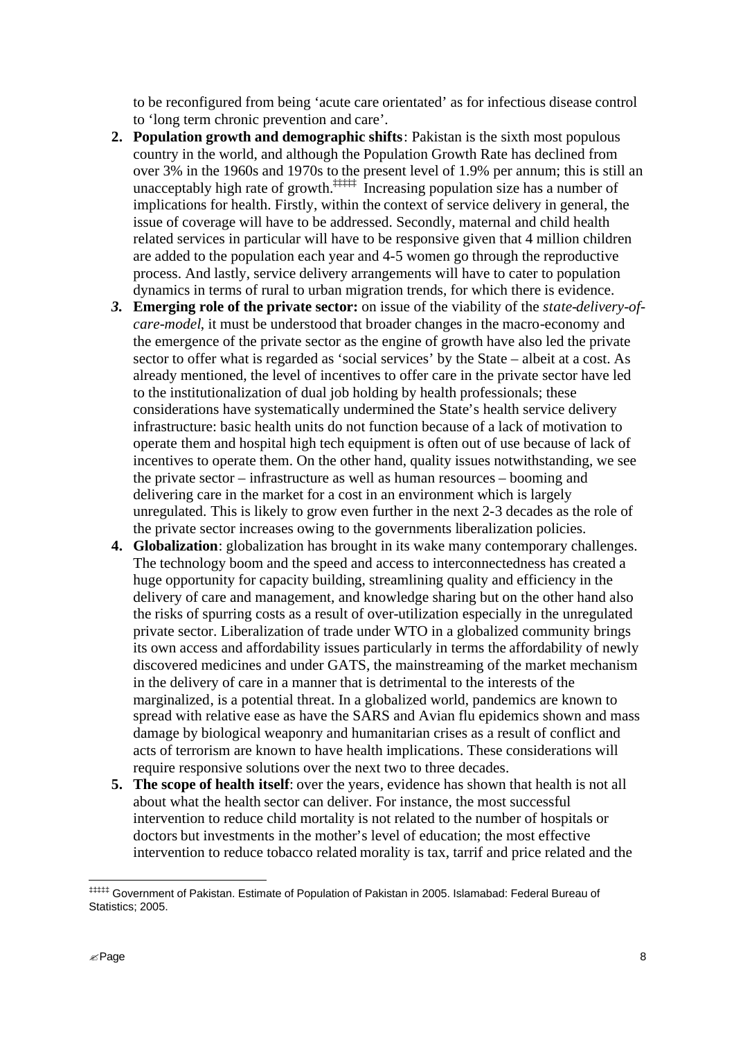to be reconfigured from being 'acute care orientated' as for infectious disease control to 'long term chronic prevention and care'.

2. **Population growth and demographic shifts**: Pakistan is the sixth most populous country in the world, and although the Population Growth Rate has declined from over 3% in the 1960s and 1970s to the present level of 1.9% per annum; this is still an unacceptably high rate of growth.[‡‡‡‡] Increasing population size has a number of implications for health. Firstly, within the context of service delivery in general, the issue of coverage will have to be addressed. Secondly, maternal and child health related services in particular will have to be responsive given that 4 million children are added to the population each year and 4-5 women go through the reproductive process. And lastly, service delivery arrangements will have to cater to population dynamics in terms of rural to urban migration trends, for which there is evidence.
3. **Emerging role of the private sector:** on issue of the viability of the *state-delivery-of-care-model*, it must be understood that broader changes in the macro-economy and the emergence of the private sector as the engine of growth have also led the private sector to offer what is regarded as 'social services' by the State – albeit at a cost. As already mentioned, the level of incentives to offer care in the private sector have led to the institutionalization of dual job holding by health professionals; these considerations have systematically undermined the State's health service delivery infrastructure: basic health units do not function because of a lack of motivation to operate them and hospital high tech equipment is often out of use because of lack of incentives to operate them. On the other hand, quality issues notwithstanding, we see the private sector – infrastructure as well as human resources – booming and delivering care in the market for a cost in an environment which is largely unregulated. This is likely to grow even further in the next 2-3 decades as the role of the private sector increases owing to the governments liberalization policies.
4. **Globalization**: globalization has brought in its wake many contemporary challenges. The technology boom and the speed and access to interconnectedness has created a huge opportunity for capacity building, streamlining quality and efficiency in the delivery of care and management, and knowledge sharing but on the other hand also the risks of spurring costs as a result of over-utilization especially in the unregulated private sector. Liberalization of trade under WTO in a globalized community brings its own access and affordability issues particularly in terms the affordability of newly discovered medicines and under GATS, the mainstreaming of the market mechanism in the delivery of care in a manner that is detrimental to the interests of the marginalized, is a potential threat. In a globalized world, pandemics are known to spread with relative ease as have the SARS and Avian flu epidemics shown and mass damage by biological weaponry and humanitarian crises as a result of conflict and acts of terrorism are known to have health implications. These considerations will require responsive solutions over the next two to three decades.
5. **The scope of health itself**: over the years, evidence has shown that health is not all about what the health sector can deliver. For instance, the most successful intervention to reduce child mortality is not related to the number of hospitals or doctors but investments in the mother's level of education; the most effective intervention to reduce tobacco related morality is tax, tarrif and price related and the

[‡‡‡‡] Government of Pakistan. Estimate of Population of Pakistan in 2005. Islamabad: Federal Bureau of Statistics; 2005.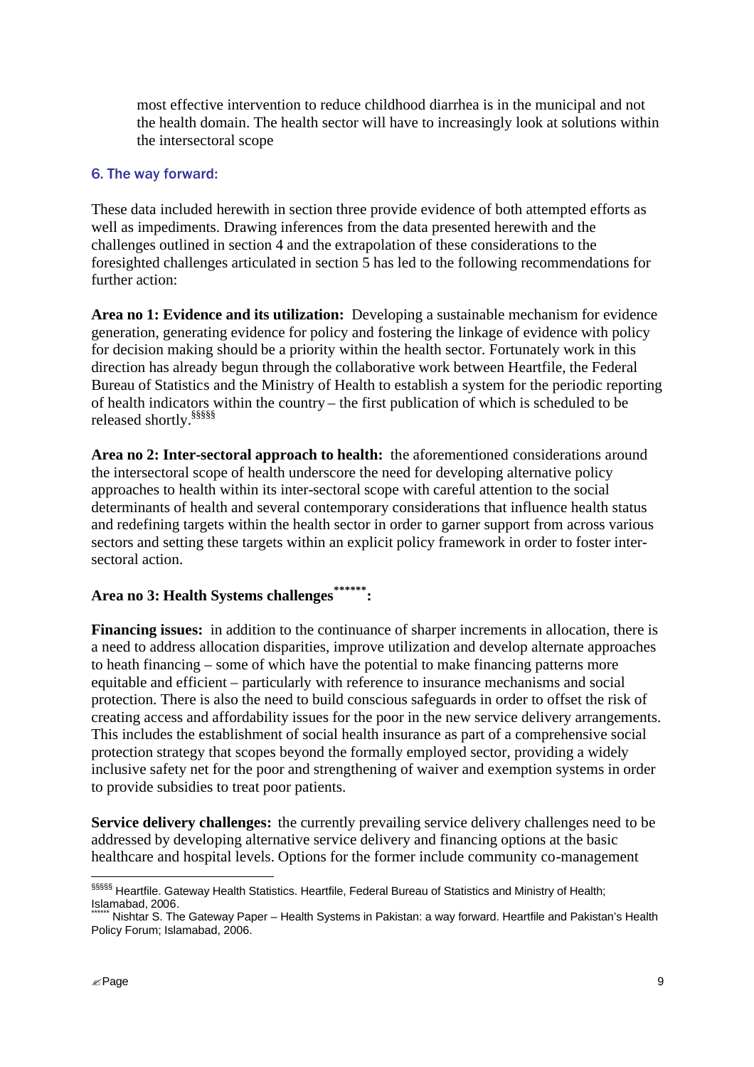most effective intervention to reduce childhood diarrhea is in the municipal and not the health domain. The health sector will have to increasingly look at solutions within the intersectoral scope

### 6. The way forward:

These data included herewith in section three provide evidence of both attempted efforts as well as impediments. Drawing inferences from the data presented herewith and the challenges outlined in section 4 and the extrapolation of these considerations to the foresighted challenges articulated in section 5 has led to the following recommendations for further action:

**Area no 1: Evidence and its utilization:** Developing a sustainable mechanism for evidence generation, generating evidence for policy and fostering the linkage of evidence with policy for decision making should be a priority within the health sector. Fortunately work in this direction has already begun through the collaborative work between Heartfile, the Federal Bureau of Statistics and the Ministry of Health to establish a system for the periodic reporting of health indicators within the country – the first publication of which is scheduled to be released shortly.[§§§§§]

**Area no 2: Inter-sectoral approach to health:** the aforementioned considerations around the intersectoral scope of health underscore the need for developing alternative policy approaches to health within its inter-sectoral scope with careful attention to the social determinants of health and several contemporary considerations that influence health status and redefining targets within the health sector in order to garner support from across various sectors and setting these targets within an explicit policy framework in order to foster inter-sectoral action.

**Area no 3: Health Systems challenges[******]:**

**Financing issues:** in addition to the continuance of sharper increments in allocation, there is a need to address allocation disparities, improve utilization and develop alternate approaches to heath financing – some of which have the potential to make financing patterns more equitable and efficient – particularly with reference to insurance mechanisms and social protection. There is also the need to build conscious safeguards in order to offset the risk of creating access and affordability issues for the poor in the new service delivery arrangements. This includes the establishment of social health insurance as part of a comprehensive social protection strategy that scopes beyond the formally employed sector, providing a widely inclusive safety net for the poor and strengthening of waiver and exemption systems in order to provide subsidies to treat poor patients.

**Service delivery challenges:** the currently prevailing service delivery challenges need to be addressed by developing alternative service delivery and financing options at the basic healthcare and hospital levels. Options for the former include community co-management

---

[§§§§§] Heartfile. Gateway Health Statistics. Heartfile, Federal Bureau of Statistics and Ministry of Health; Islamabad, 2006.

[******] Nishtar S. The Gateway Paper – Health Systems in Pakistan: a way forward. Heartfile and Pakistan's Health Policy Forum; Islamabad, 2006.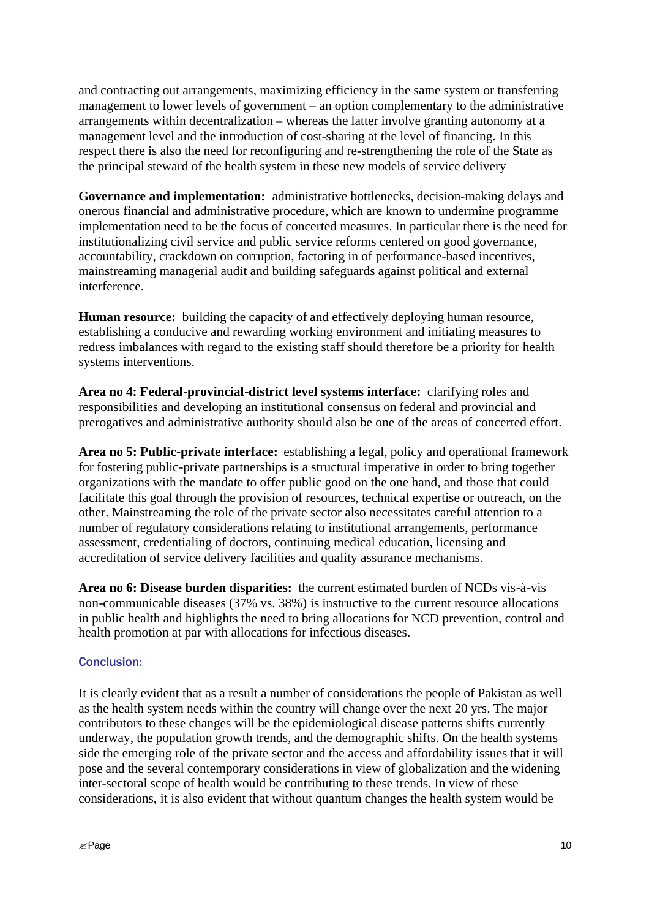and contracting out arrangements, maximizing efficiency in the same system or transferring management to lower levels of government – an option complementary to the administrative arrangements within decentralization – whereas the latter involve granting autonomy at a management level and the introduction of cost-sharing at the level of financing. In this respect there is also the need for reconfiguring and re-strengthening the role of the State as the principal steward of the health system in these new models of service delivery

**Governance and implementation:** administrative bottlenecks, decision-making delays and onerous financial and administrative procedure, which are known to undermine programme implementation need to be the focus of concerted measures. In particular there is the need for institutionalizing civil service and public service reforms centered on good governance, accountability, crackdown on corruption, factoring in of performance-based incentives, mainstreaming managerial audit and building safeguards against political and external interference.

**Human resource:** building the capacity of and effectively deploying human resource, establishing a conducive and rewarding working environment and initiating measures to redress imbalances with regard to the existing staff should therefore be a priority for health systems interventions.

**Area no 4: Federal-provincial-district level systems interface:** clarifying roles and responsibilities and developing an institutional consensus on federal and provincial and prerogatives and administrative authority should also be one of the areas of concerted effort.

**Area no 5: Public-private interface:** establishing a legal, policy and operational framework for fostering public-private partnerships is a structural imperative in order to bring together organizations with the mandate to offer public good on the one hand, and those that could facilitate this goal through the provision of resources, technical expertise or outreach, on the other. Mainstreaming the role of the private sector also necessitates careful attention to a number of regulatory considerations relating to institutional arrangements, performance assessment, credentialing of doctors, continuing medical education, licensing and accreditation of service delivery facilities and quality assurance mechanisms.

**Area no 6: Disease burden disparities:** the current estimated burden of NCDs vis-à-vis non-communicable diseases (37% vs. 38%) is instructive to the current resource allocations in public health and highlights the need to bring allocations for NCD prevention, control and health promotion at par with allocations for infectious diseases.

### Conclusion:

It is clearly evident that as a result a number of considerations the people of Pakistan as well as the health system needs within the country will change over the next 20 yrs. The major contributors to these changes will be the epidemiological disease patterns shifts currently underway, the population growth trends, and the demographic shifts. On the health systems side the emerging role of the private sector and the access and affordability issues that it will pose and the several contemporary considerations in view of globalization and the widening inter-sectoral scope of health would be contributing to these trends. In view of these considerations, it is also evident that without quantum changes the health system would be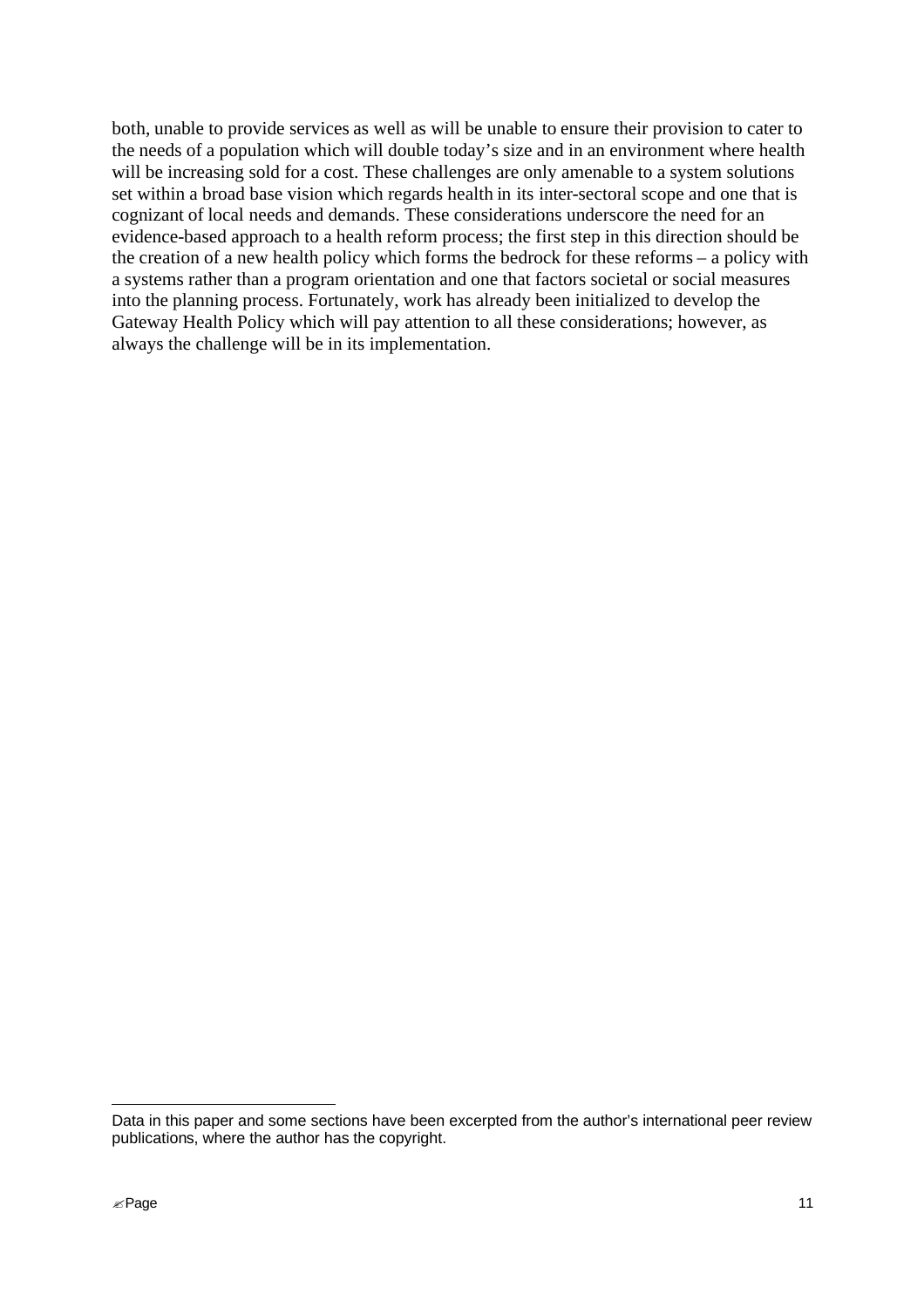both, unable to provide services as well as will be unable to ensure their provision to cater to the needs of a population which will double today's size and in an environment where health will be increasing sold for a cost. These challenges are only amenable to a system solutions set within a broad base vision which regards health in its inter-sectoral scope and one that is cognizant of local needs and demands. These considerations underscore the need for an evidence-based approach to a health reform process; the first step in this direction should be the creation of a new health policy which forms the bedrock for these reforms – a policy with a systems rather than a program orientation and one that factors societal or social measures into the planning process. Fortunately, work has already been initialized to develop the Gateway Health Policy which will pay attention to all these considerations; however, as always the challenge will be in its implementation.

---

Data in this paper and some sections have been excerpted from the author's international peer review publications, where the author has the copyright.